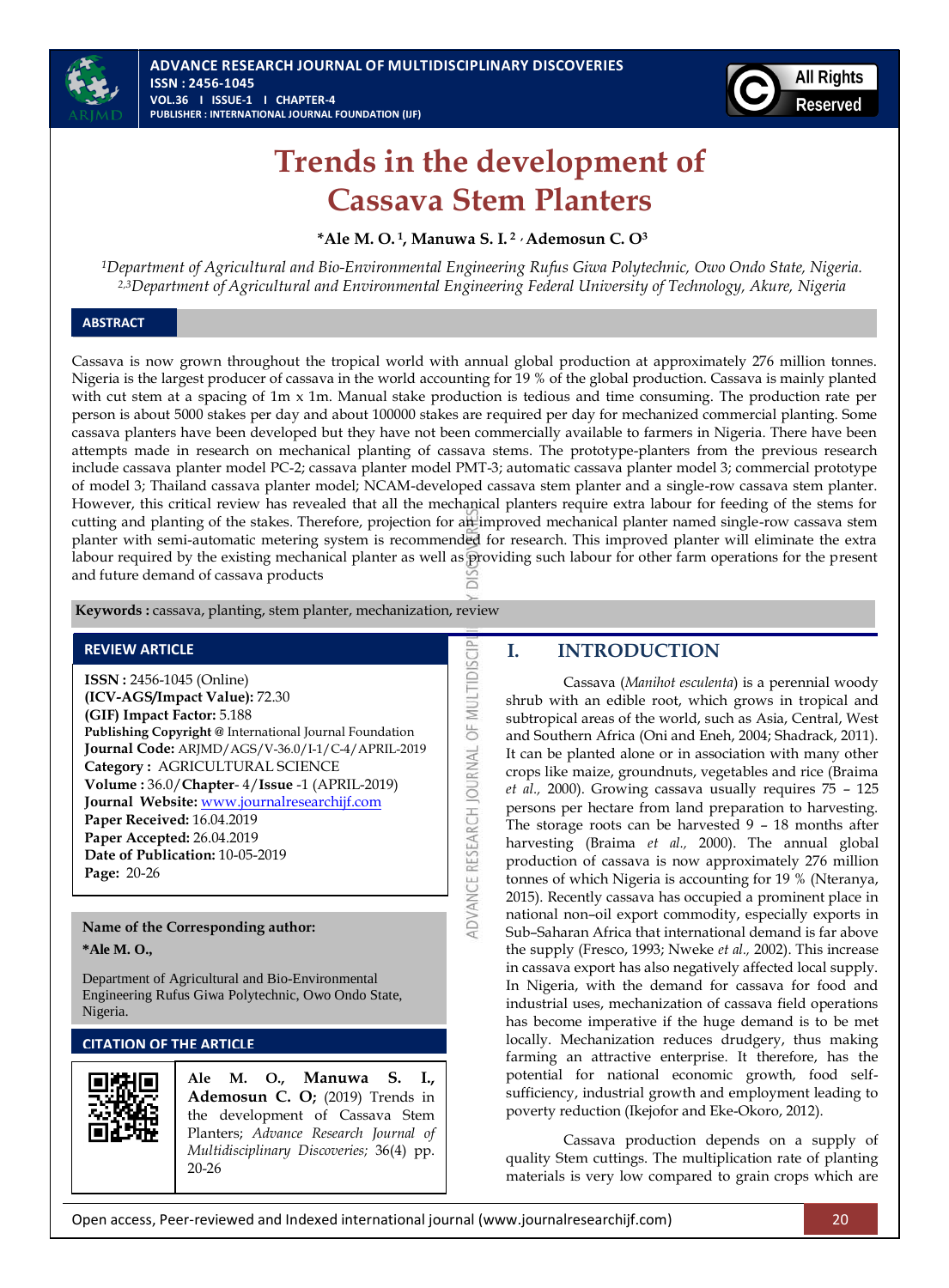# Trends in the development of Cassava Stem Planters

**\*Ale M. O.[1], Manuwa S. I.[2], Ademosun C. O[3]**

*[1]Department of Agricultural and Bio-Environmental Engineering Rufus Giwa Polytechnic, Owo Ondo State, Nigeria.*
*[2,3]Department of Agricultural and Environmental Engineering Federal University of Technology, Akure, Nigeria*

## ABSTRACT

Cassava is now grown throughout the tropical world with annual global production at approximately 276 million tonnes. Nigeria is the largest producer of cassava in the world accounting for 19 % of the global production. Cassava is mainly planted with cut stem at a spacing of 1m x 1m. Manual stake production is tedious and time consuming. The production rate per person is about 5000 stakes per day and about 100000 stakes are required per day for mechanized commercial planting. Some cassava planters have been developed but they have not been commercially available to farmers in Nigeria. There have been attempts made in research on mechanical planting of cassava stems. The prototype-planters from the previous research include cassava planter model PC-2; cassava planter model PMT-3; automatic cassava planter model 3; commercial prototype of model 3; Thailand cassava planter model; NCAM-developed cassava stem planter and a single-row cassava stem planter. However, this critical review has revealed that all the mechanical planters require extra labour for feeding of the stems for cutting and planting of the stakes. Therefore, projection for an improved mechanical planter named single-row cassava stem planter with semi-automatic metering system is recommended for research. This improved planter will eliminate the extra labour required by the existing mechanical planter as well as providing such labour for other farm operations for the present and future demand of cassava products

**Keywords :** cassava, planting, stem planter, mechanization, review

### REVIEW ARTICLE

**ISSN :** 2456-1045 (Online)
**(ICV-AGS/Impact Value):** 72.30
**(GIF) Impact Factor:** 5.188
**Publishing Copyright @** International Journal Foundation
**Journal Code:** ARJMD/AGS/V-36.0/I-1/C-4/APRIL-2019
**Category :** AGRICULTURAL SCIENCE
**Volume :** 36.0/**Chapter**- 4/**Issue** -1 (APRIL-2019)
**Journal Website:** www.journalresearchijf.com
**Paper Received:** 16.04.2019
**Paper Accepted:** 26.04.2019
**Date of Publication:** 10-05-2019
**Page:** 20-26

**Name of the Corresponding author:**

**\*Ale M. O.,**

Department of Agricultural and Bio-Environmental Engineering Rufus Giwa Polytechnic, Owo Ondo State, Nigeria.

### CITATION OF THE ARTICLE

**Ale M. O., Manuwa S. I., Ademosun C. O;** (2019) Trends in the development of Cassava Stem Planters; *Advance Research Journal of Multidisciplinary Discoveries;* 36(4) pp. 20-26

## I. INTRODUCTION

Cassava (*Manihot esculenta*) is a perennial woody shrub with an edible root, which grows in tropical and subtropical areas of the world, such as Asia, Central, West and Southern Africa (Oni and Eneh, 2004; Shadrack, 2011). It can be planted alone or in association with many other crops like maize, groundnuts, vegetables and rice (Braima *et al.,* 2000). Growing cassava usually requires 75 – 125 persons per hectare from land preparation to harvesting. The storage roots can be harvested 9 – 18 months after harvesting (Braima *et al.,* 2000). The annual global production of cassava is now approximately 276 million tonnes of which Nigeria is accounting for 19 % (Nteranya, 2015). Recently cassava has occupied a prominent place in national non–oil export commodity, especially exports in Sub–Saharan Africa that international demand is far above the supply (Fresco, 1993; Nweke *et al.,* 2002). This increase in cassava export has also negatively affected local supply. In Nigeria, with the demand for cassava for food and industrial uses, mechanization of cassava field operations has become imperative if the huge demand is to be met locally. Mechanization reduces drudgery, thus making farming an attractive enterprise. It therefore, has the potential for national economic growth, food self-sufficiency, industrial growth and employment leading to poverty reduction (Ikejofor and Eke-Okoro, 2012).

Cassava production depends on a supply of quality Stem cuttings. The multiplication rate of planting materials is very low compared to grain crops which are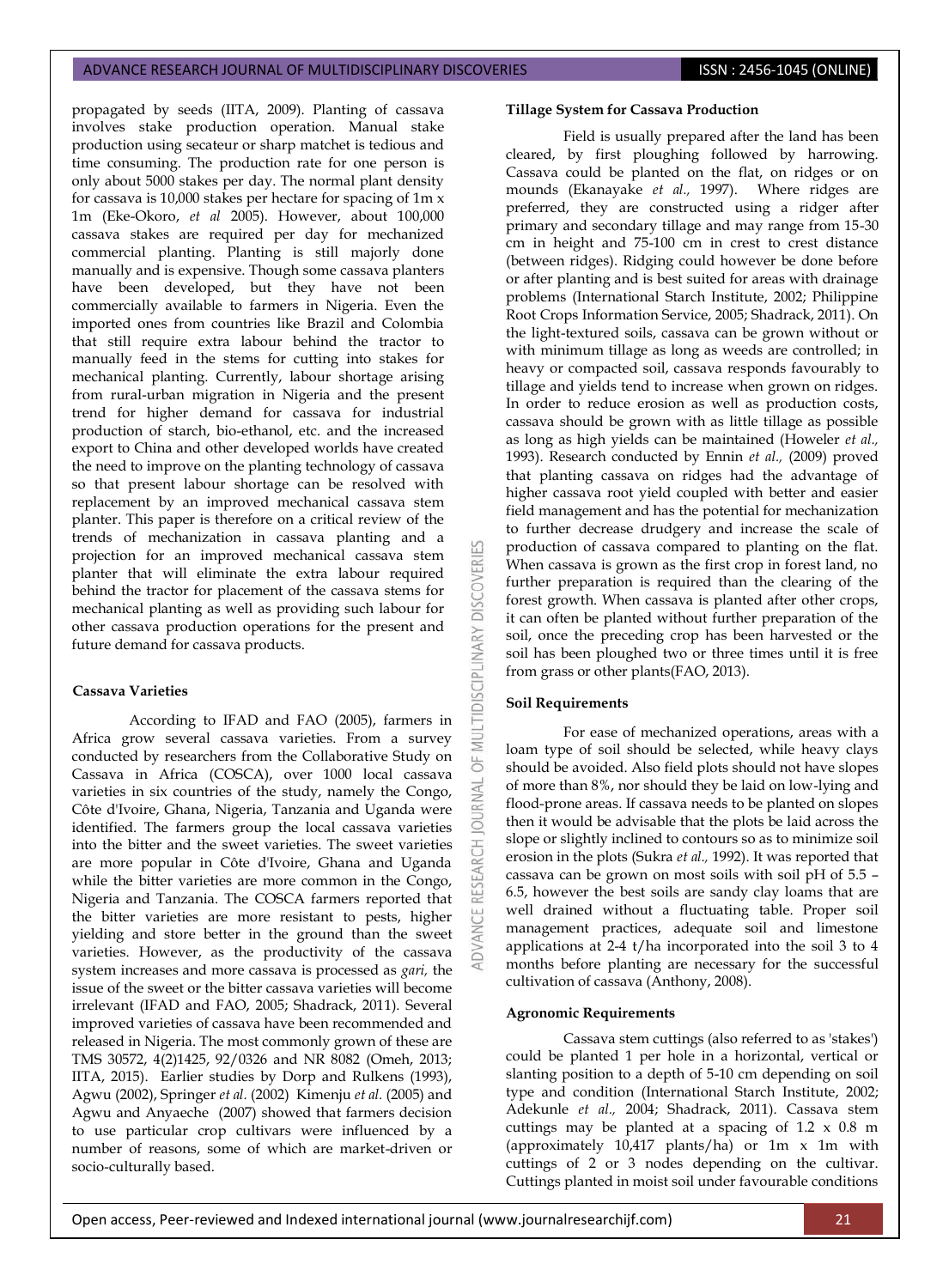propagated by seeds (IITA, 2009). Planting of cassava involves stake production operation. Manual stake production using secateur or sharp matchet is tedious and time consuming. The production rate for one person is only about 5000 stakes per day. The normal plant density for cassava is 10,000 stakes per hectare for spacing of 1m x 1m (Eke-Okoro, *et al* 2005). However, about 100,000 cassava stakes are required per day for mechanized commercial planting. Planting is still majorly done manually and is expensive. Though some cassava planters have been developed, but they have not been commercially available to farmers in Nigeria. Even the imported ones from countries like Brazil and Colombia that still require extra labour behind the tractor to manually feed in the stems for cutting into stakes for mechanical planting. Currently, labour shortage arising from rural-urban migration in Nigeria and the present trend for higher demand for cassava for industrial production of starch, bio-ethanol, etc. and the increased export to China and other developed worlds have created the need to improve on the planting technology of cassava so that present labour shortage can be resolved with replacement by an improved mechanical cassava stem planter. This paper is therefore on a critical review of the trends of mechanization in cassava planting and a projection for an improved mechanical cassava stem planter that will eliminate the extra labour required behind the tractor for placement of the cassava stems for mechanical planting as well as providing such labour for other cassava production operations for the present and future demand for cassava products.

#### Cassava Varieties

According to IFAD and FAO (2005), farmers in Africa grow several cassava varieties. From a survey conducted by researchers from the Collaborative Study on Cassava in Africa (COSCA), over 1000 local cassava varieties in six countries of the study, namely the Congo, Côte d'Ivoire, Ghana, Nigeria, Tanzania and Uganda were identified. The farmers group the local cassava varieties into the bitter and the sweet varieties. The sweet varieties are more popular in Côte d'Ivoire, Ghana and Uganda while the bitter varieties are more common in the Congo, Nigeria and Tanzania. The COSCA farmers reported that the bitter varieties are more resistant to pests, higher yielding and store better in the ground than the sweet varieties. However, as the productivity of the cassava system increases and more cassava is processed as *gari,* the issue of the sweet or the bitter cassava varieties will become irrelevant (IFAD and FAO, 2005; Shadrack, 2011). Several improved varieties of cassava have been recommended and released in Nigeria. The most commonly grown of these are TMS 30572, 4(2)1425, 92/0326 and NR 8082 (Omeh, 2013; IITA, 2015). Earlier studies by Dorp and Rulkens (1993), Agwu (2002), Springer *et al.* (2002) Kimenju *et al.* (2005) and Agwu and Anyaeche (2007) showed that farmers decision to use particular crop cultivars were influenced by a number of reasons, some of which are market-driven or socio-culturally based.

#### Tillage System for Cassava Production

Field is usually prepared after the land has been cleared, by first ploughing followed by harrowing. Cassava could be planted on the flat, on ridges or on mounds (Ekanayake *et al.,* 1997). Where ridges are preferred, they are constructed using a ridger after primary and secondary tillage and may range from 15-30 cm in height and 75-100 cm in crest to crest distance (between ridges). Ridging could however be done before or after planting and is best suited for areas with drainage problems (International Starch Institute, 2002; Philippine Root Crops Information Service, 2005; Shadrack, 2011). On the light-textured soils, cassava can be grown without or with minimum tillage as long as weeds are controlled; in heavy or compacted soil, cassava responds favourably to tillage and yields tend to increase when grown on ridges. In order to reduce erosion as well as production costs, cassava should be grown with as little tillage as possible as long as high yields can be maintained (Howeler *et al.,* 1993). Research conducted by Ennin *et al.,* (2009) proved that planting cassava on ridges had the advantage of higher cassava root yield coupled with better and easier field management and has the potential for mechanization to further decrease drudgery and increase the scale of production of cassava compared to planting on the flat. When cassava is grown as the first crop in forest land, no further preparation is required than the clearing of the forest growth. When cassava is planted after other crops, it can often be planted without further preparation of the soil, once the preceding crop has been harvested or the soil has been ploughed two or three times until it is free from grass or other plants(FAO, 2013).

#### Soil Requirements

For ease of mechanized operations, areas with a loam type of soil should be selected, while heavy clays should be avoided. Also field plots should not have slopes of more than 8%, nor should they be laid on low-lying and flood-prone areas. If cassava needs to be planted on slopes then it would be advisable that the plots be laid across the slope or slightly inclined to contours so as to minimize soil erosion in the plots (Sukra *et al.,* 1992). It was reported that cassava can be grown on most soils with soil pH of 5.5 – 6.5, however the best soils are sandy clay loams that are well drained without a fluctuating table. Proper soil management practices, adequate soil and limestone applications at 2-4 t/ha incorporated into the soil 3 to 4 months before planting are necessary for the successful cultivation of cassava (Anthony, 2008).

#### Agronomic Requirements

Cassava stem cuttings (also referred to as 'stakes') could be planted 1 per hole in a horizontal, vertical or slanting position to a depth of 5-10 cm depending on soil type and condition (International Starch Institute, 2002; Adekunle *et al.,* 2004; Shadrack, 2011). Cassava stem cuttings may be planted at a spacing of 1.2 x 0.8 m (approximately 10,417 plants/ha) or 1m x 1m with cuttings of 2 or 3 nodes depending on the cultivar. Cuttings planted in moist soil under favourable conditions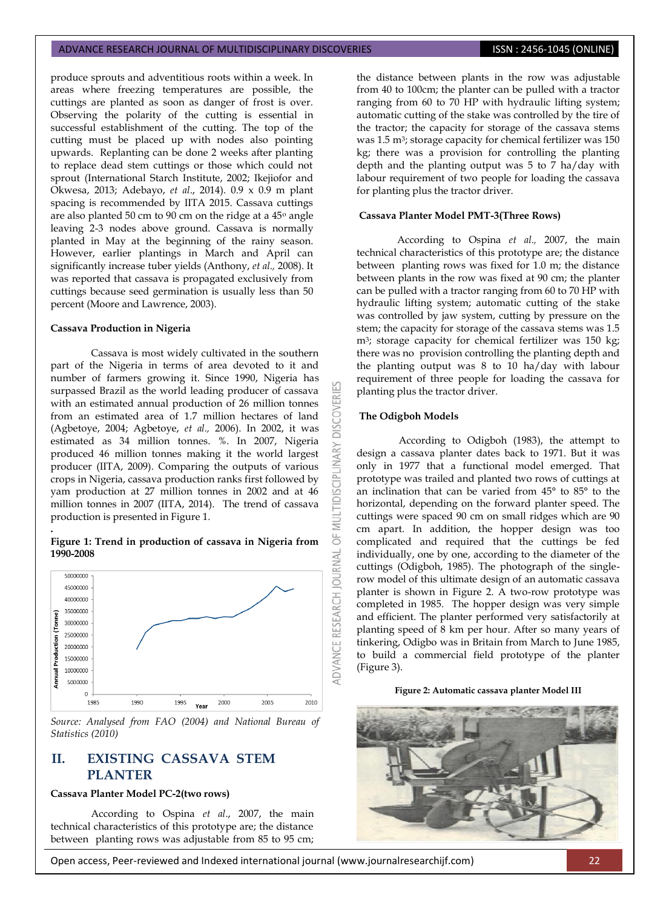produce sprouts and adventitious roots within a week. In areas where freezing temperatures are possible, the cuttings are planted as soon as danger of frost is over. Observing the polarity of the cutting is essential in successful establishment of the cutting. The top of the cutting must be placed up with nodes also pointing upwards. Replanting can be done 2 weeks after planting to replace dead stem cuttings or those which could not sprout (International Starch Institute, 2002; Ikejiofor and Okwesa, 2013; Adebayo, *et al*., 2014). 0.9 x 0.9 m plant spacing is recommended by IITA 2015. Cassava cuttings are also planted 50 cm to 90 cm on the ridge at a 45$^{o}$ angle leaving 2-3 nodes above ground. Cassava is normally planted in May at the beginning of the rainy season. However, earlier plantings in March and April can significantly increase tuber yields (Anthony, *et al.,* 2008). It was reported that cassava is propagated exclusively from cuttings because seed germination is usually less than 50 percent (Moore and Lawrence, 2003).

**Cassava Production in Nigeria**

Cassava is most widely cultivated in the southern part of the Nigeria in terms of area devoted to it and number of farmers growing it. Since 1990, Nigeria has surpassed Brazil as the world leading producer of cassava with an estimated annual production of 26 million tonnes from an estimated area of 1.7 million hectares of land (Agbetoye, 2004; Agbetoye, *et al.,* 2006). In 2002, it was estimated as 34 million tonnes. %. In 2007, Nigeria produced 46 million tonnes making it the world largest producer (IITA, 2009). Comparing the outputs of various crops in Nigeria, cassava production ranks first followed by yam production at 27 million tonnes in 2002 and at 46 million tonnes in 2007 (IITA, 2014). The trend of cassava production is presented in Figure 1.

**Figure 1: Trend in production of cassava in Nigeria from 1990-2008**

50000000
45000000
40000000
35000000
30000000
25000000
20000000
15000000
10000000
5000000
0
Annual Production (Tonne)
1985
1990
1995
2000
2005
2010
Year

*Source: Analysed from FAO (2004) and National Bureau of Statistics (2010)*

## II. EXISTING CASSAVA STEM PLANTER

**Cassava Planter Model PC-2(two rows)**

According to Ospina *et al*., 2007, the main technical characteristics of this prototype are; the distance between planting rows was adjustable from 85 to 95 cm; the distance between plants in the row was adjustable from 40 to 100cm; the planter can be pulled with a tractor ranging from 60 to 70 HP with hydraulic lifting system; automatic cutting of the stake was controlled by the tire of the tractor; the capacity for storage of the cassava stems was 1.5 m$^{3}$; storage capacity for chemical fertilizer was 150 kg; there was a provision for controlling the planting depth and the planting output was 5 to 7 ha/day with labour requirement of two people for loading the cassava for planting plus the tractor driver.

**Cassava Planter Model PMT-3(Three Rows)**

According to Ospina *et al.,* 2007, the main technical characteristics of this prototype are; the distance between planting rows was fixed for 1.0 m; the distance between plants in the row was fixed at 90 cm; the planter can be pulled with a tractor ranging from 60 to 70 HP with hydraulic lifting system; automatic cutting of the stake was controlled by jaw system, cutting by pressure on the stem; the capacity for storage of the cassava stems was 1.5 m$^{3}$; storage capacity for chemical fertilizer was 150 kg; there was no provision controlling the planting depth and the planting output was 8 to 10 ha/day with labour requirement of three people for loading the cassava for planting plus the tractor driver.

**The Odigboh Models**

According to Odigboh (1983), the attempt to design a cassava planter dates back to 1971. But it was only in 1977 that a functional model emerged. That prototype was trailed and planted two rows of cuttings at an inclination that can be varied from 45° to 85° to the horizontal, depending on the forward planter speed. The cuttings were spaced 90 cm on small ridges which are 90 cm apart. In addition, the hopper design was too complicated and required that the cuttings be fed individually, one by one, according to the diameter of the cuttings (Odigboh, 1985). The photograph of the single-row model of this ultimate design of an automatic cassava planter is shown in Figure 2. A two-row prototype was completed in 1985. The hopper design was very simple and efficient. The planter performed very satisfactorily at planting speed of 8 km per hour. After so many years of tinkering, Odigbo was in Britain from March to June 1985, to build a commercial field prototype of the planter (Figure 3).

**Figure 2: Automatic cassava planter Model III**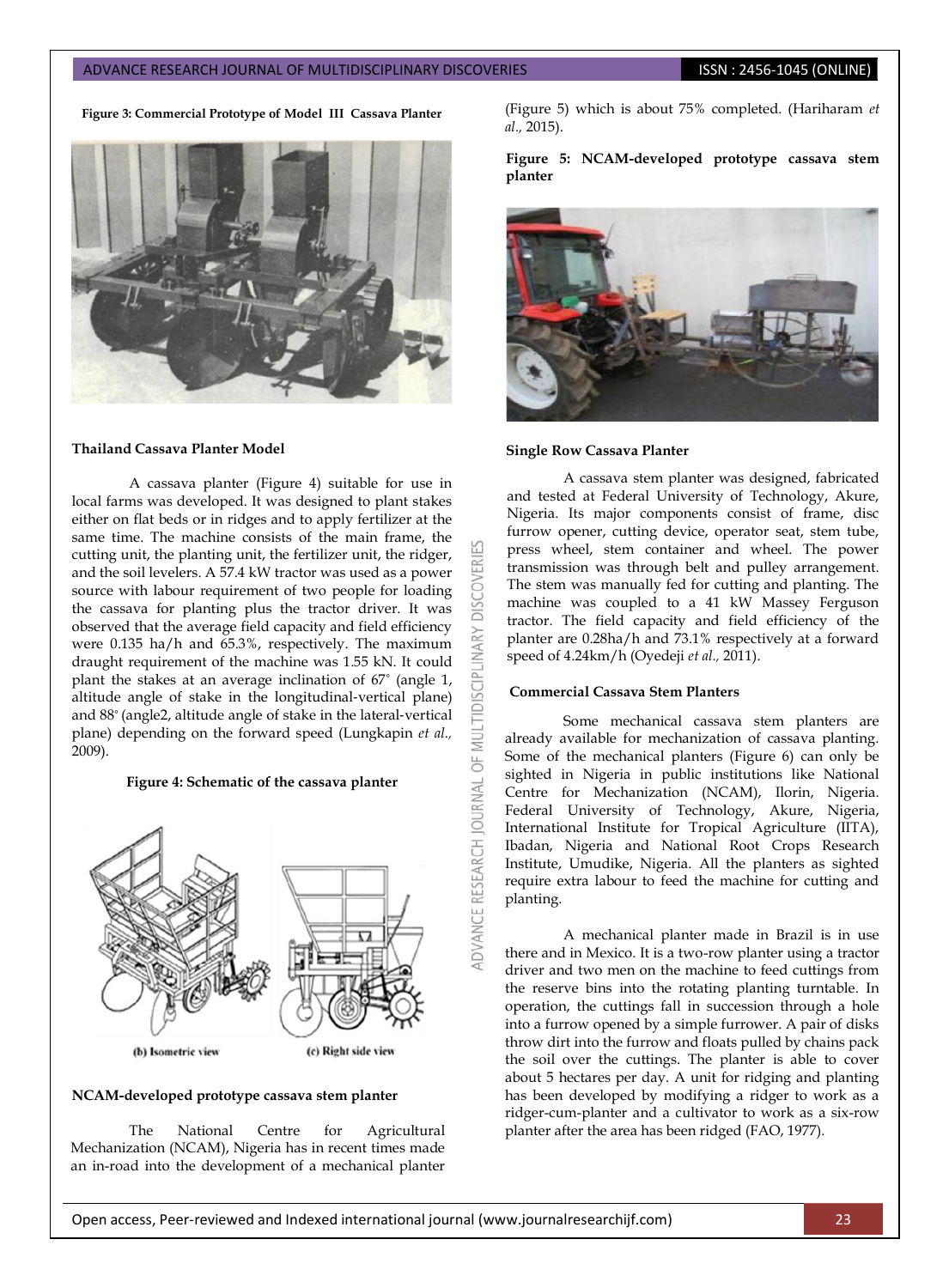**Figure 3: Commercial Prototype of Model III Cassava Planter**

### Thailand Cassava Planter Model

A cassava planter (Figure 4) suitable for use in local farms was developed. It was designed to plant stakes either on flat beds or in ridges and to apply fertilizer at the same time. The machine consists of the main frame, the cutting unit, the planting unit, the fertilizer unit, the ridger, and the soil levelers. A 57.4 kW tractor was used as a power source with labour requirement of two people for loading the cassava for planting plus the tractor driver. It was observed that the average field capacity and field efficiency were 0.135 ha/h and 65.3%, respectively. The maximum draught requirement of the machine was 1.55 kN. It could plant the stakes at an average inclination of 67° (angle 1, altitude angle of stake in the longitudinal-vertical plane) and 88° (angle2, altitude angle of stake in the lateral-vertical plane) depending on the forward speed (Lungkapin *et al.,* 2009).

**Figure 4: Schematic of the cassava planter**

(b) Isometric view

(c) Right side view

### NCAM-developed prototype cassava stem planter

The National Centre for Agricultural Mechanization (NCAM), Nigeria has in recent times made an in-road into the development of a mechanical planter (Figure 5) which is about 75% completed. (Hariharam *et al.,* 2015).

**Figure 5: NCAM-developed prototype cassava stem planter**

### Single Row Cassava Planter

A cassava stem planter was designed, fabricated and tested at Federal University of Technology, Akure, Nigeria. Its major components consist of frame, disc furrow opener, cutting device, operator seat, stem tube, press wheel, stem container and wheel. The power transmission was through belt and pulley arrangement. The stem was manually fed for cutting and planting. The machine was coupled to a 41 kW Massey Ferguson tractor. The field capacity and field efficiency of the planter are 0.28ha/h and 73.1% respectively at a forward speed of 4.24km/h (Oyedeji *et al.,* 2011).

### Commercial Cassava Stem Planters

Some mechanical cassava stem planters are already available for mechanization of cassava planting. Some of the mechanical planters (Figure 6) can only be sighted in Nigeria in public institutions like National Centre for Mechanization (NCAM), Ilorin, Nigeria. Federal University of Technology, Akure, Nigeria, International Institute for Tropical Agriculture (IITA), Ibadan, Nigeria and National Root Crops Research Institute, Umudike, Nigeria. All the planters as sighted require extra labour to feed the machine for cutting and planting.

A mechanical planter made in Brazil is in use there and in Mexico. It is a two-row planter using a tractor driver and two men on the machine to feed cuttings from the reserve bins into the rotating planting turntable. In operation, the cuttings fall in succession through a hole into a furrow opened by a simple furrower. A pair of disks throw dirt into the furrow and floats pulled by chains pack the soil over the cuttings. The planter is able to cover about 5 hectares per day. A unit for ridging and planting has been developed by modifying a ridger to work as a ridger-cum-planter and a cultivator to work as a six-row planter after the area has been ridged (FAO, 1977).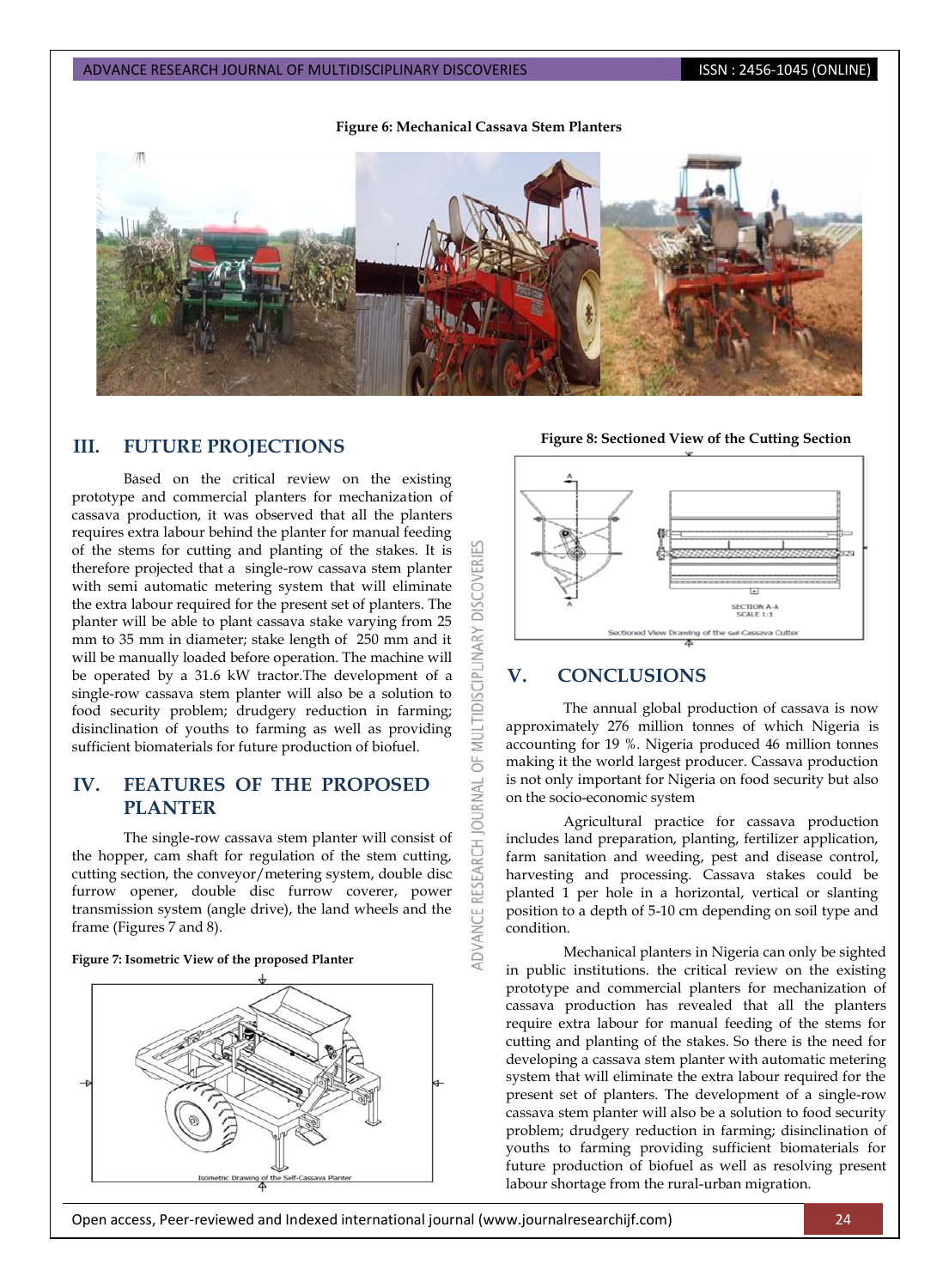**Figure 6: Mechanical Cassava Stem Planters**

## III. FUTURE PROJECTIONS

Based on the critical review on the existing prototype and commercial planters for mechanization of cassava production, it was observed that all the planters requires extra labour behind the planter for manual feeding of the stems for cutting and planting of the stakes. It is therefore projected that a single-row cassava stem planter with semi automatic metering system that will eliminate the extra labour required for the present set of planters. The planter will be able to plant cassava stake varying from 25 mm to 35 mm in diameter; stake length of 250 mm and it will be manually loaded before operation. The machine will be operated by a 31.6 kW tractor.The development of a single-row cassava stem planter will also be a solution to food security problem; drudgery reduction in farming; disinclination of youths to farming as well as providing sufficient biomaterials for future production of biofuel.

## IV. FEATURES OF THE PROPOSED PLANTER

The single-row cassava stem planter will consist of the hopper, cam shaft for regulation of the stem cutting, cutting section, the conveyor/metering system, double disc furrow opener, double disc furrow coverer, power transmission system (angle drive), the land wheels and the frame (Figures 7 and 8).

**Figure 7: Isometric View of the proposed Planter**

Isometric Drawing of the Self-Cassava Planter

**Figure 8: Sectioned View of the Cutting Section**

SECTION A-A
SCALE 1:1

Sectioned View Drawing of the self-Cassava Cutter

## V. CONCLUSIONS

The annual global production of cassava is now approximately 276 million tonnes of which Nigeria is accounting for 19 %. Nigeria produced 46 million tonnes making it the world largest producer. Cassava production is not only important for Nigeria on food security but also on the socio-economic system

Agricultural practice for cassava production includes land preparation, planting, fertilizer application, farm sanitation and weeding, pest and disease control, harvesting and processing. Cassava stakes could be planted 1 per hole in a horizontal, vertical or slanting position to a depth of 5-10 cm depending on soil type and condition.

Mechanical planters in Nigeria can only be sighted in public institutions. the critical review on the existing prototype and commercial planters for mechanization of cassava production has revealed that all the planters require extra labour for manual feeding of the stems for cutting and planting of the stakes. So there is the need for developing a cassava stem planter with automatic metering system that will eliminate the extra labour required for the present set of planters. The development of a single-row cassava stem planter will also be a solution to food security problem; drudgery reduction in farming; disinclination of youths to farming providing sufficient biomaterials for future production of biofuel as well as resolving present labour shortage from the rural-urban migration.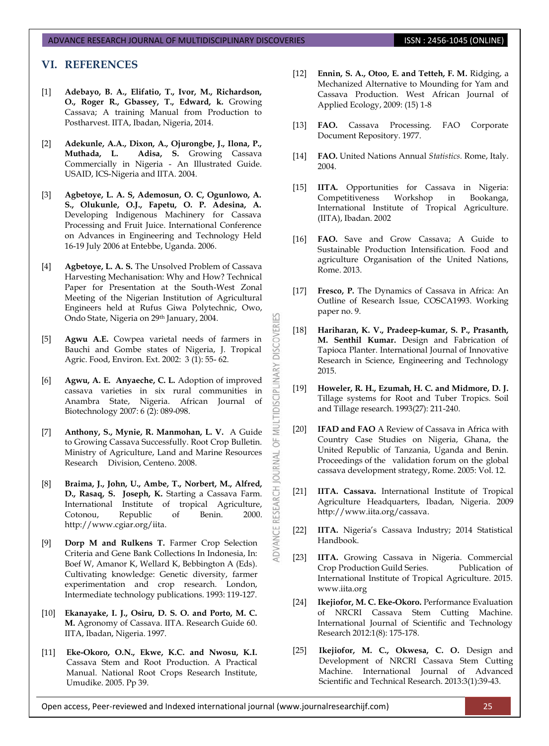## VI. REFERENCES

[1] **Adebayo, B. A., Elifatio, T., Ivor, M., Richardson, O., Roger R., Gbassey, T., Edward, k.** Growing Cassava; A training Manual from Production to Postharvest. IITA, Ibadan, Nigeria, 2014.

[2] **Adekunle, A.A., Dixon, A., Ojurongbe, J., Ilona, P., Muthada, L. Adisa, S.** Growing Cassava Commercially in Nigeria - An Illustrated Guide. USAID, ICS-Nigeria and IITA. 2004.

[3] **Agbetoye, L. A. S, Ademosun, O. C, Ogunlowo, A. S., Olukunle, O.J., Fapetu, O. P. Adesina, A.** Developing Indigenous Machinery for Cassava Processing and Fruit Juice. International Conference on Advances in Engineering and Technology Held 16-19 July 2006 at Entebbe, Uganda. 2006.

[4] **Agbetoye, L. A. S.** The Unsolved Problem of Cassava Harvesting Mechanisation: Why and How? Technical Paper for Presentation at the South-West Zonal Meeting of the Nigerian Institution of Agricultural Engineers held at Rufus Giwa Polytechnic, Owo, Ondo State, Nigeria on 29th January, 2004.

[5] **Agwu A.E.** Cowpea varietal needs of farmers in Bauchi and Gombe states of Nigeria, J. Tropical Agric. Food, Environ. Ext. 2002: 3 (1): 55- 62.

[6] **Agwu, A. E. Anyaeche, C. L.** Adoption of improved cassava varieties in six rural communities in Anambra State, Nigeria. African Journal of Biotechnology 2007: 6 (2): 089-098.

[7] **Anthony, S., Mynie, R. Manmohan, L. V.** A Guide to Growing Cassava Successfully. Root Crop Bulletin. Ministry of Agriculture, Land and Marine Resources Research Division, Centeno. 2008.

[8] **Braima, J., John, U., Ambe, T., Norbert, M., Alfred, D., Rasaq, S. Joseph, K.** Starting a Cassava Farm. International Institute of tropical Agriculture, Cotonou, Republic of Benin. 2000. http://www.cgiar.org/iita.

[9] **Dorp M and Rulkens T.** Farmer Crop Selection Criteria and Gene Bank Collections In Indonesia, In: Boef W, Amanor K, Wellard K, Bebbington A (Eds). Cultivating knowledge: Genetic diversity, farmer experimentation and crop research. London, Intermediate technology publications. 1993: 119-127.

[10] **Ekanayake, I. J., Osiru, D. S. O. and Porto, M. C. M.** Agronomy of Cassava. IITA. Research Guide 60. IITA, Ibadan, Nigeria. 1997.

[11] **Eke-Okoro, O.N., Ekwe, K.C. and Nwosu, K.I.** Cassava Stem and Root Production. A Practical Manual. National Root Crops Research Institute, Umudike. 2005. Pp 39.

[12] **Ennin, S. A., Otoo, E. and Tetteh, F. M.** Ridging, a Mechanized Alternative to Mounding for Yam and Cassava Production. West African Journal of Applied Ecology, 2009: (15) 1-8

[13] **FAO.** Cassava Processing. FAO Corporate Document Repository. 1977.

[14] **FAO.** United Nations Annual *Statistics*. Rome, Italy. 2004.

[15] **IITA.** Opportunities for Cassava in Nigeria: Competitiveness Workshop in Bookanga, International Institute of Tropical Agriculture. (IITA), Ibadan. 2002

[16] **FAO.** Save and Grow Cassava; A Guide to Sustainable Production Intensification. Food and agriculture Organisation of the United Nations, Rome. 2013.

[17] **Fresco, P.** The Dynamics of Cassava in Africa: An Outline of Research Issue, COSCA1993. Working paper no. 9.

[18] **Hariharan, K. V., Pradeep-kumar, S. P., Prasanth, M. Senthil Kumar.** Design and Fabrication of Tapioca Planter. International Journal of Innovative Research in Science, Engineering and Technology 2015.

[19] **Howeler, R. H., Ezumah, H. C. and Midmore, D. J.** Tillage systems for Root and Tuber Tropics. Soil and Tillage research. 1993(27): 211-240.

[20] **IFAD and FAO** A Review of Cassava in Africa with Country Case Studies on Nigeria, Ghana, the United Republic of Tanzania, Uganda and Benin. Proceedings of the validation forum on the global cassava development strategy, Rome. 2005: Vol. 12.

[21] **IITA. Cassava.** International Institute of Tropical Agriculture Headquarters, Ibadan, Nigeria. 2009 http://www.iita.org/cassava.

[22] **IITA.** Nigeria's Cassava Industry; 2014 Statistical Handbook.

[23] **IITA.** Growing Cassava in Nigeria. Commercial Crop Production Guild Series. Publication of International Institute of Tropical Agriculture. 2015. www.iita.org

[24] **Ikejiofor, M. C. Eke-Okoro.** Performance Evaluation of NRCRI Cassava Stem Cutting Machine. International Journal of Scientific and Technology Research 2012:1(8): 175-178.

[25] **Ikejiofor, M. C., Okwesa, C. O.** Design and Development of NRCRI Cassava Stem Cutting Machine. International Journal of Advanced Scientific and Technical Research. 2013:3(1):39-43.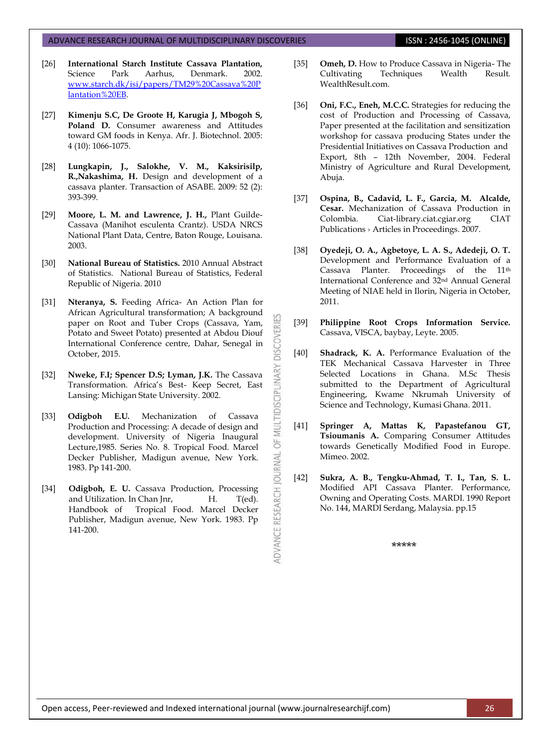[26] **International Starch Institute Cassava Plantation,** Science Park Aarhus, Denmark. 2002. [www.starch.dk/isi/papers/TM29%20Cassava%20Plantation%20EB](www.starch.dk/isi/papers/TM29%20Cassava%20Plantation%20EB).

[27] **Kimenju S.C, De Groote H, Karugia J, Mbogoh S, Poland D.** Consumer awareness and Attitudes toward GM foods in Kenya. Afr. J. Biotechnol. 2005: 4 (10): 1066-1075.

[28] **Lungkapin, J., Salokhe, V. M., Kaksirisilp, R.,Nakashima, H.** Design and development of a cassava planter. Transaction of ASABE. 2009: 52 (2): 393-399.

[29] **Moore, L. M. and Lawrence, J. H.,** Plant Guilde-Cassava (Manihot esculenta Crantz). USDA NRCS National Plant Data, Centre, Baton Rouge, Louisana. 2003.

[30] **National Bureau of Statistics.** 2010 Annual Abstract of Statistics. National Bureau of Statistics, Federal Republic of Nigeria. 2010

[31] **Nteranya, S.** Feeding Africa- An Action Plan for African Agricultural transformation; A background paper on Root and Tuber Crops (Cassava, Yam, Potato and Sweet Potato) presented at Abdou Diouf International Conference centre, Dahar, Senegal in October, 2015.

[32] **Nweke, F.I; Spencer D.S; Lyman, J.K.** The Cassava Transformation. Africa's Best- Keep Secret, East Lansing: Michigan State University. 2002.

[33] **Odigboh E.U.** Mechanization of Cassava Production and Processing: A decade of design and development. University of Nigeria Inaugural Lecture,1985. Series No. 8. Tropical Food. Marcel Decker Publisher, Madigun avenue, New York. 1983. Pp 141-200.

[34] **Odigboh, E. U.** Cassava Production, Processing and Utilization. In Chan Jnr, H. T(ed). Handbook of Tropical Food. Marcel Decker Publisher, Madigun avenue, New York. 1983. Pp 141-200.

[35] **Omeh, D.** How to Produce Cassava in Nigeria- The Cultivating Techniques Wealth Result. WealthResult.com.

[36] **Oni, F.C., Eneh, M.C.C.** Strategies for reducing the cost of Production and Processing of Cassava, Paper presented at the facilitation and sensitization workshop for cassava producing States under the Presidential Initiatives on Cassava Production and Export, 8th – 12th November, 2004. Federal Ministry of Agriculture and Rural Development, Abuja.

[37] **Ospina, B., Cadavid, L. F., Garcia, M. Alcalde, Cesar.** Mechanization of Cassava Production in Colombia. Ciat-library.ciat.cgiar.org CIAT Publications › Articles in Proceedings. 2007.

[38] **Oyedeji, O. A., Agbetoye, L. A. S., Adedeji, O. T.** Development and Performance Evaluation of a Cassava Planter. Proceedings of the 11th International Conference and 32nd Annual General Meeting of NIAE held in Ilorin, Nigeria in October, 2011.

[39] **Philippine Root Crops Information Service.** Cassava, VISCA, baybay, Leyte. 2005.

[40] **Shadrack, K. A.** Performance Evaluation of the TEK Mechanical Cassava Harvester in Three Selected Locations in Ghana. M.Sc Thesis submitted to the Department of Agricultural Engineering, Kwame Nkrumah University of Science and Technology, Kumasi Ghana. 2011.

[41] **Springer A, Mattas K, Papastefanou GT, Tsioumanis A.** Comparing Consumer Attitudes towards Genetically Modified Food in Europe. Mimeo. 2002.

[42] **Sukra, A. B., Tengku-Ahmad, T. I., Tan, S. L.** Modified API Cassava Planter. Performance, Owning and Operating Costs. MARDI. 1990 Report No. 144, MARDI Serdang, Malaysia. pp.15

*****